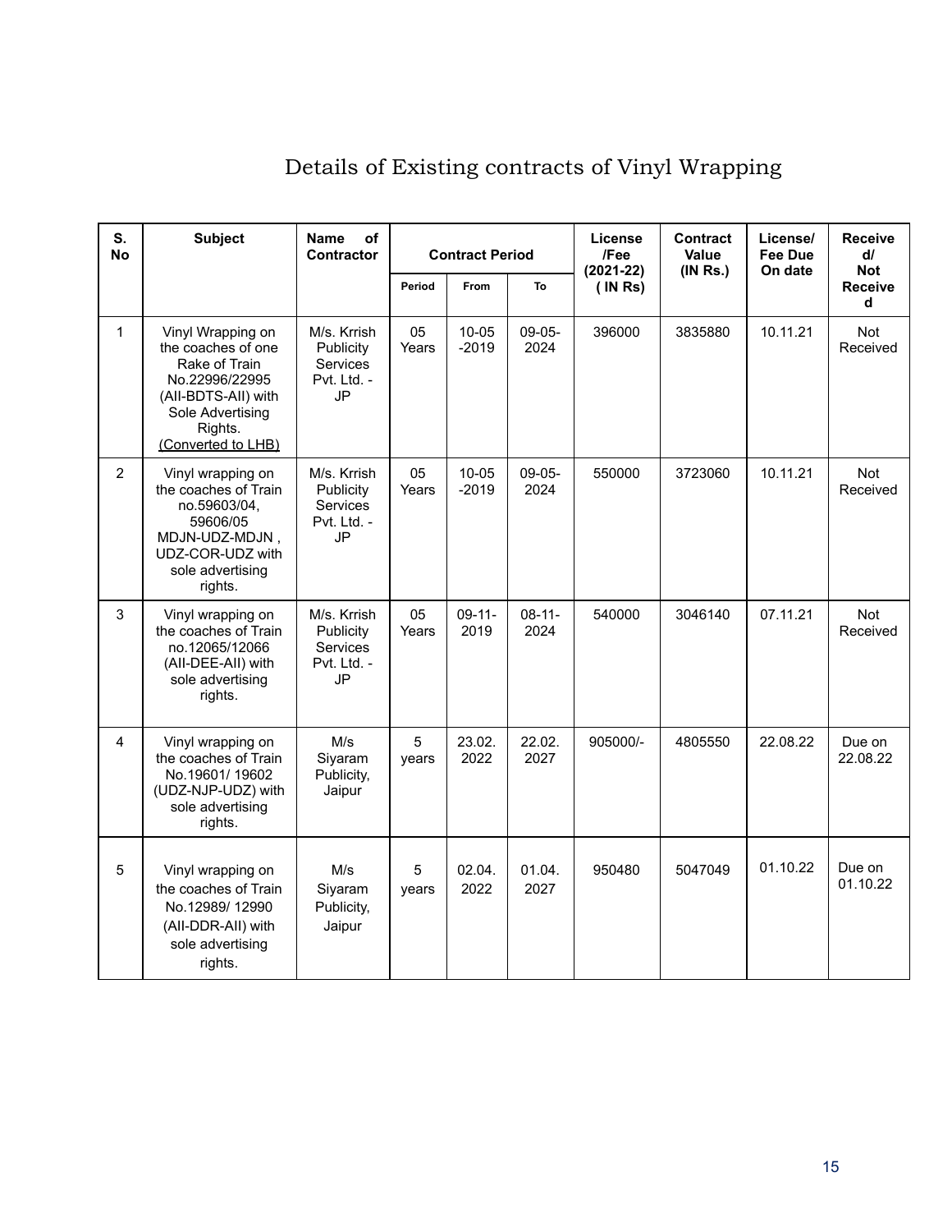# Details of Existing contracts of Vinyl Wrapping

| S. No | Subject | Name of Contractor | Contract Period | | | License /Fee (2021-22) ( IN Rs) | Contract Value (IN Rs.) | License/ Fee Due On date | Received/ Not Received |
|---|---|---|---|---|---|---|---|---|---|
| | | | Period | From | To | | | | |
| 1 | Vinyl Wrapping on the coaches of one Rake of Train No.22996/22995 (AII-BDTS-AII) with Sole Advertising Rights. (Converted to LHB) | M/s. Krrish Publicity Services Pvt. Ltd. -JP | 05 Years | 10-05-2019 | 09-05-2024 | 396000 | 3835880 | 10.11.21 | Not Received |
| 2 | Vinyl wrapping on the coaches of Train no.59603/04, 59606/05 MDJN-UDZ-MDJN , UDZ-COR-UDZ with sole advertising rights. | M/s. Krrish Publicity Services Pvt. Ltd. -JP | 05 Years | 10-05-2019 | 09-05-2024 | 550000 | 3723060 | 10.11.21 | Not Received |
| 3 | Vinyl wrapping on the coaches of Train no.12065/12066 (AII-DEE-AII) with sole advertising rights. | M/s. Krrish Publicity Services Pvt. Ltd. -JP | 05 Years | 09-11-2019 | 08-11-2024 | 540000 | 3046140 | 07.11.21 | Not Received |
| 4 | Vinyl wrapping on the coaches of Train No.19601/ 19602 (UDZ-NJP-UDZ) with sole advertising rights. | M/s Siyaram Publicity, Jaipur | 5 years | 23.02.2022 | 22.02.2027 | 905000/- | 4805550 | 22.08.22 | Due on 22.08.22 |
| 5 | Vinyl wrapping on the coaches of Train No.12989/ 12990 (AII-DDR-AII) with sole advertising rights. | M/s Siyaram Publicity, Jaipur | 5 years | 02.04.2022 | 01.04.2027 | 950480 | 5047049 | 01.10.22 | Due on 01.10.22 |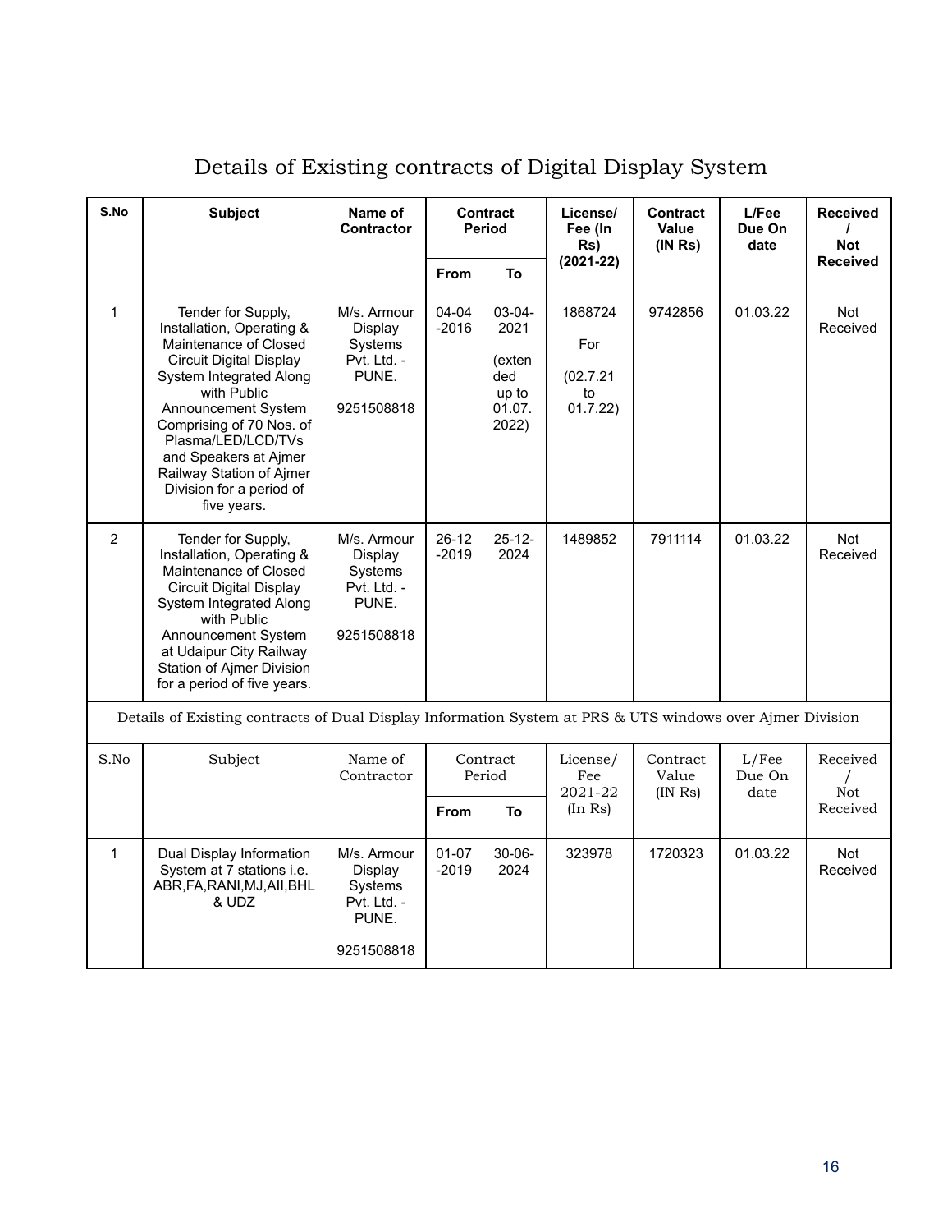# Details of Existing contracts of Digital Display System

| S.No | Subject | Name of Contractor | Contract Period | | License/ Fee (In Rs) (2021-22) | Contract Value (IN Rs) | L/Fee Due On date | Received / Not Received |
|---|---|---|---|---|---|---|---|---|
| | | | From | To | | | | |
| 1 | Tender for Supply, Installation, Operating & Maintenance of Closed Circuit Digital Display System Integrated Along with Public Announcement System Comprising of 70 Nos. of Plasma/LED/LCD/TVs and Speakers at Ajmer Railway Station of Ajmer Division for a period of five years. | M/s. Armour Display Systems Pvt. Ltd. - PUNE. 9251508818 | 04-04-2016 | 03-04-2021 (extended up to 01.07. 2022) | 1868724 For (02.7.21 to 01.7.22) | 9742856 | 01.03.22 | Not Received |
| 2 | Tender for Supply, Installation, Operating & Maintenance of Closed Circuit Digital Display System Integrated Along with Public Announcement System at Udaipur City Railway Station of Ajmer Division for a period of five years. | M/s. Armour Display Systems Pvt. Ltd. - PUNE. 9251508818 | 26-12-2019 | 25-12-2024 | 1489852 | 7911114 | 01.03.22 | Not Received |

Details of Existing contracts of Dual Display Information System at PRS & UTS windows over Ajmer Division

| S.No | Subject | Name of Contractor | Contract Period | | License/ Fee 2021-22 (In Rs) | Contract Value (IN Rs) | L/Fee Due On date | Received / Not Received |
|---|---|---|---|---|---|---|---|---|
| | | | From | To | | | | |
| 1 | Dual Display Information System at 7 stations i.e. ABR,FA,RANI,MJ,AII,BHL & UDZ | M/s. Armour Display Systems Pvt. Ltd. - PUNE. 9251508818 | 01-07-2019 | 30-06-2024 | 323978 | 1720323 | 01.03.22 | Not Received |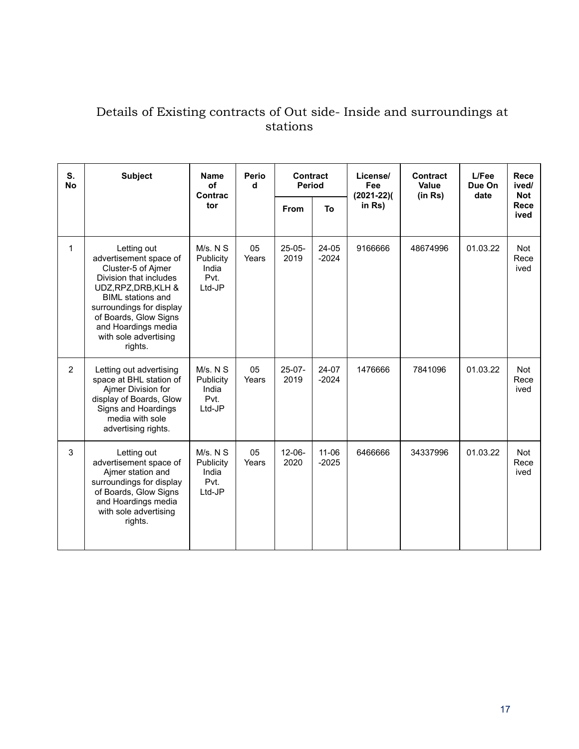# Details of Existing contracts of Out side- Inside and surroundings at stations

| S. No | Subject | Name of Contractor | Period | Contract Period | | License/ Fee (2021-22)( in Rs) | Contract Value (in Rs) | L/Fee Due On date | Received/ Not Received |
|---|---|---|---|---|---|---|---|---|---|
| | | | | From | To | | | | |
| 1 | Letting out advertisement space of Cluster-5 of Ajmer Division that includes UDZ,RPZ,DRB,KLH & BIML stations and surroundings for display of Boards, Glow Signs and Hoardings media with sole advertising rights. | M/s. N S Publicity India Pvt. Ltd-JP | 05 Years | 25-05-2019 | 24-05-2024 | 9166666 | 48674996 | 01.03.22 | Not Received |
| 2 | Letting out advertising space at BHL station of Ajmer Division for display of Boards, Glow Signs and Hoardings media with sole advertising rights. | M/s. N S Publicity India Pvt. Ltd-JP | 05 Years | 25-07-2019 | 24-07-2024 | 1476666 | 7841096 | 01.03.22 | Not Received |
| 3 | Letting out advertisement space of Ajmer station and surroundings for display of Boards, Glow Signs and Hoardings media with sole advertising rights. | M/s. N S Publicity India Pvt. Ltd-JP | 05 Years | 12-06-2020 | 11-06-2025 | 6466666 | 34337996 | 01.03.22 | Not Received |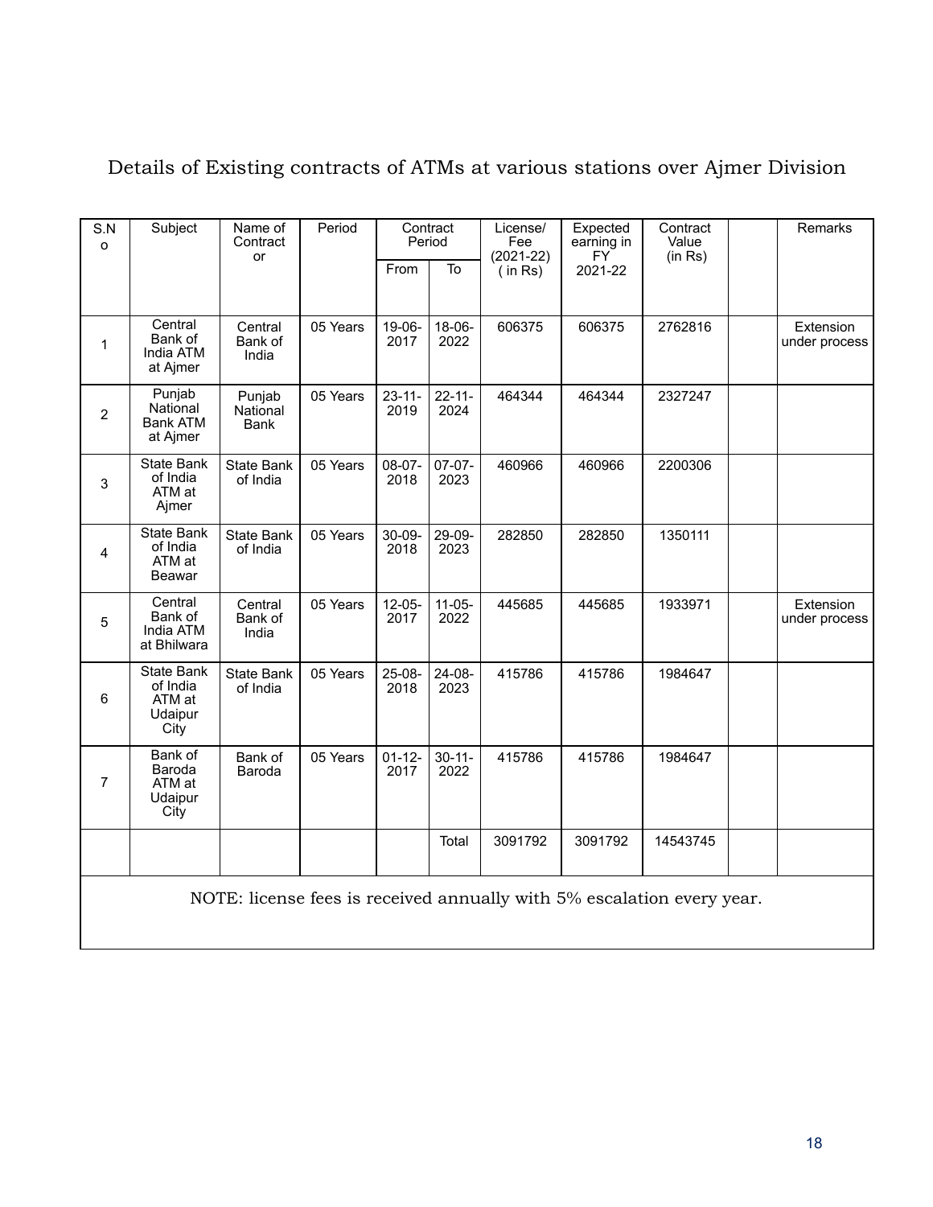# Details of Existing contracts of ATMs at various stations over Ajmer Division

| S.No | Subject | Name of Contractor | Period | Contract Period | | License/ Fee (2021-22) ( in Rs) | Expected earning in FY 2021-22 | Contract Value (in Rs) | | Remarks |
|---|---|---|---|---|---|---|---|---|---|---|
| | | | | From | To | | | | | |
| 1 | Central Bank of India ATM at Ajmer | Central Bank of India | 05 Years | 19-06-2017 | 18-06-2022 | 606375 | 606375 | 2762816 | | Extension under process |
| 2 | Punjab National Bank ATM at Ajmer | Punjab National Bank | 05 Years | 23-11-2019 | 22-11-2024 | 464344 | 464344 | 2327247 | | |
| 3 | State Bank of India ATM at Ajmer | State Bank of India | 05 Years | 08-07-2018 | 07-07-2023 | 460966 | 460966 | 2200306 | | |
| 4 | State Bank of India ATM at Beawar | State Bank of India | 05 Years | 30-09-2018 | 29-09-2023 | 282850 | 282850 | 1350111 | | |
| 5 | Central Bank of India ATM at Bhilwara | Central Bank of India | 05 Years | 12-05-2017 | 11-05-2022 | 445685 | 445685 | 1933971 | | Extension under process |
| 6 | State Bank of India ATM at Udaipur City | State Bank of India | 05 Years | 25-08-2018 | 24-08-2023 | 415786 | 415786 | 1984647 | | |
| 7 | Bank of Baroda ATM at Udaipur City | Bank of Baroda | 05 Years | 01-12-2017 | 30-11-2022 | 415786 | 415786 | 1984647 | | |
| | | | | | Total | 3091792 | 3091792 | 14543745 | | |

NOTE: license fees is received annually with 5% escalation every year.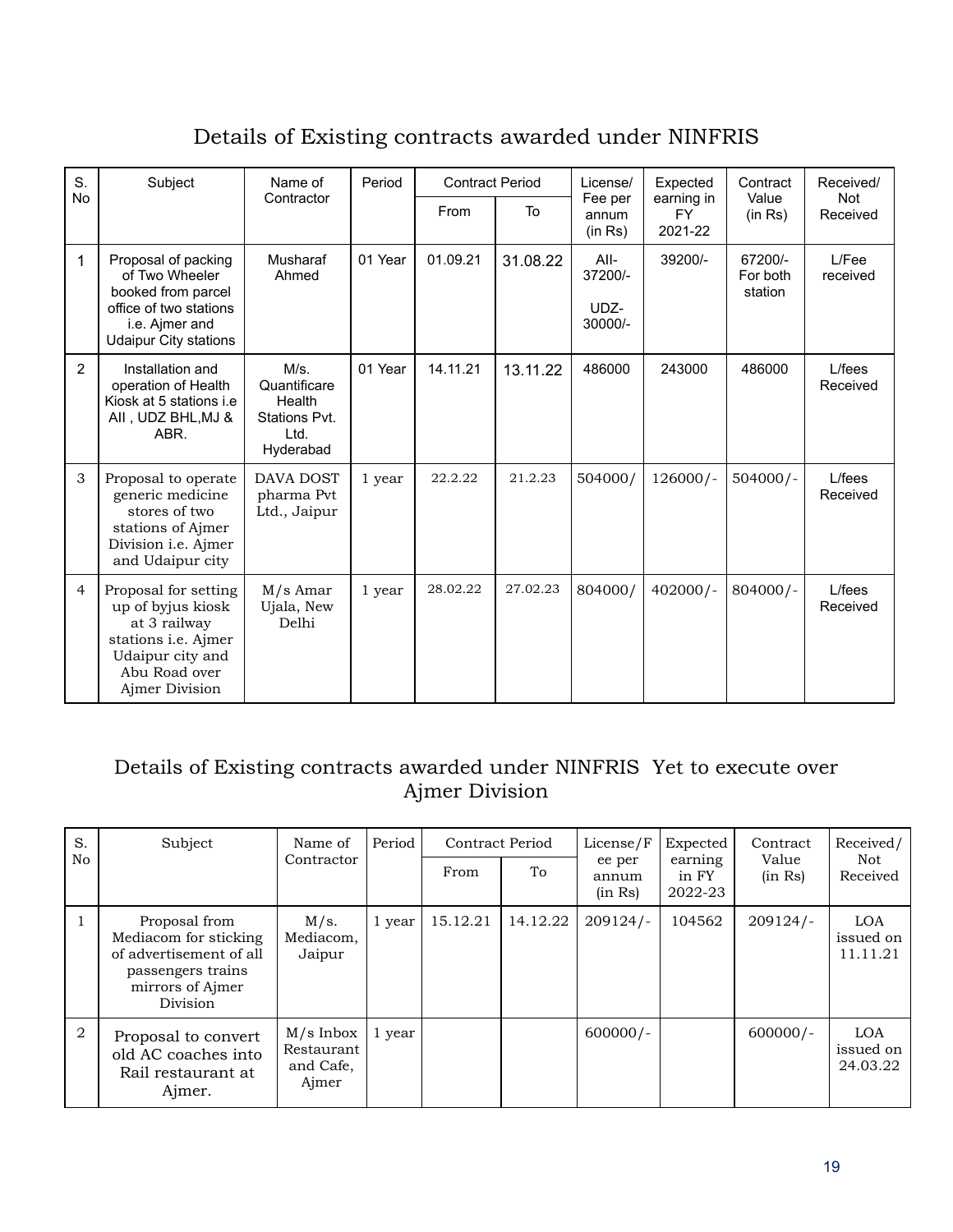## Details of Existing contracts awarded under NINFRIS

| S. No | Subject | Name of Contractor | Period | Contract Period | | License/ Fee per annum (in Rs) | Expected earning in FY 2021-22 | Contract Value (in Rs) | Received/ Not Received |
|---|---|---|---|---|---|---|---|---|---|
| | | | | From | To | | | | |
| 1 | Proposal of packing of Two Wheeler booked from parcel office of two stations i.e. Ajmer and Udaipur City stations | Musharaf Ahmed | 01 Year | 01.09.21 | 31.08.22 | AII- 37200/- UDZ- 30000/- | 39200/- | 67200/- For both station | L/Fee received |
| 2 | Installation and operation of Health Kiosk at 5 stations i.e AII , UDZ BHL,MJ & ABR. | M/s. Quantificare Health Stations Pvt. Ltd. Hyderabad | 01 Year | 14.11.21 | 13.11.22 | 486000 | 243000 | 486000 | L/fees Received |
| 3 | Proposal to operate generic medicine stores of two stations of Ajmer Division i.e. Ajmer and Udaipur city | DAVA DOST pharma Pvt Ltd., Jaipur | 1 year | 22.2.22 | 21.2.23 | 504000/ | 126000/- | 504000/- | L/fees Received |
| 4 | Proposal for setting up of byjus kiosk at 3 railway stations i.e. Ajmer Udaipur city and Abu Road over Ajmer Division | M/s Amar Ujala, New Delhi | 1 year | 28.02.22 | 27.02.23 | 804000/ | 402000/- | 804000/- | L/fees Received |

## Details of Existing contracts awarded under NINFRIS Yet to execute over Ajmer Division

| S. No | Subject | Name of Contractor | Period | Contract Period | | License/Fee per annum (in Rs) | Expected earning in FY 2022-23 | Contract Value (in Rs) | Received/ Not Received |
|---|---|---|---|---|---|---|---|---|---|
| | | | | From | To | | | | |
| 1 | Proposal from Mediacom for sticking of advertisement of all passengers trains mirrors of Ajmer Division | M/s. Mediacom, Jaipur | 1 year | 15.12.21 | 14.12.22 | 209124/- | 104562 | 209124/- | LOA issued on 11.11.21 |
| 2 | Proposal to convert old AC coaches into Rail restaurant at Ajmer. | M/s Inbox Restaurant and Cafe, Ajmer | 1 year | | | 600000/- | | 600000/- | LOA issued on 24.03.22 |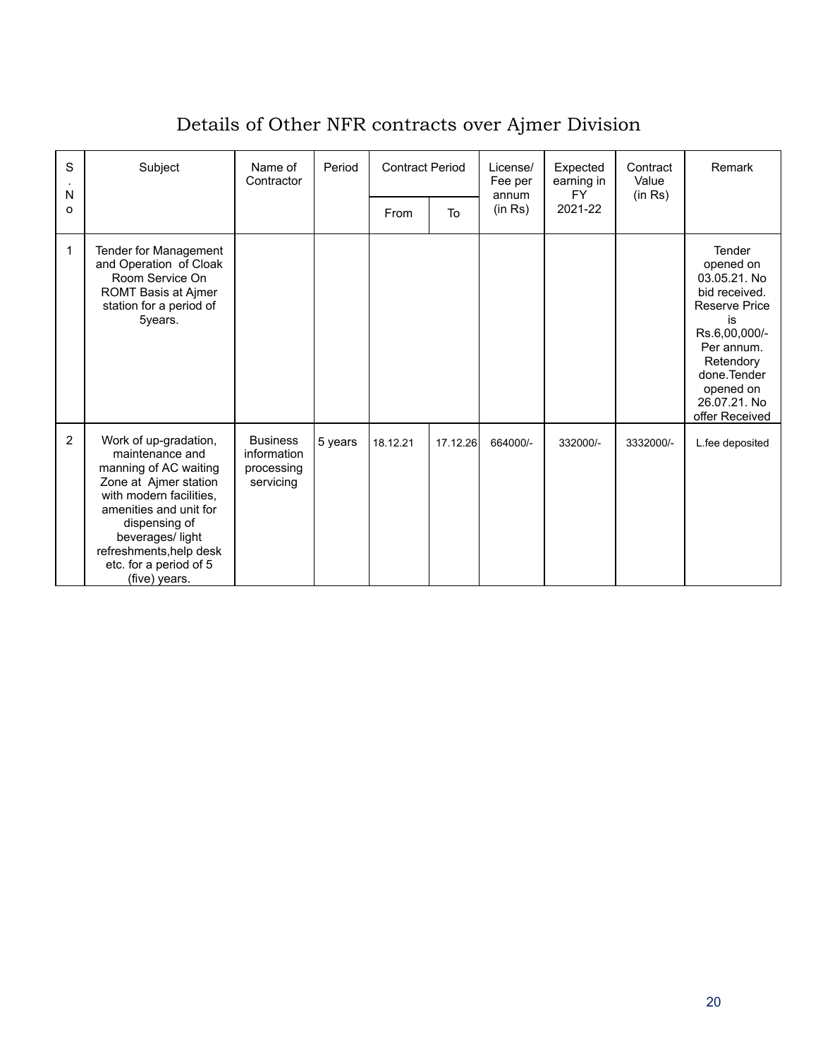# Details of Other NFR contracts over Ajmer Division

| S. No | Subject | Name of Contractor | Period | Contract Period | | License/ Fee per annum (in Rs) | Expected earning in FY 2021-22 | Contract Value (in Rs) | Remark |
|---|---|---|---|---|---|---|---|---|---|
| | | | | From | To | | | | |
| 1 | Tender for Management and Operation of Cloak Room Service On ROMT Basis at Ajmer station for a period of 5years. | | | | | | | | Tender opened on 03.05.21. No bid received. Reserve Price is Rs.6,00,000/- Per annum. Retendory done.Tender opened on 26.07.21. No offer Received |
| 2 | Work of up-gradation, maintenance and manning of AC waiting Zone at Ajmer station with modern facilities, amenities and unit for dispensing of beverages/ light refreshments,help desk etc. for a period of 5 (five) years. | Business information processing servicing | 5 years | 18.12.21 | 17.12.26 | 664000/- | 332000/- | 3332000/- | L.fee deposited |